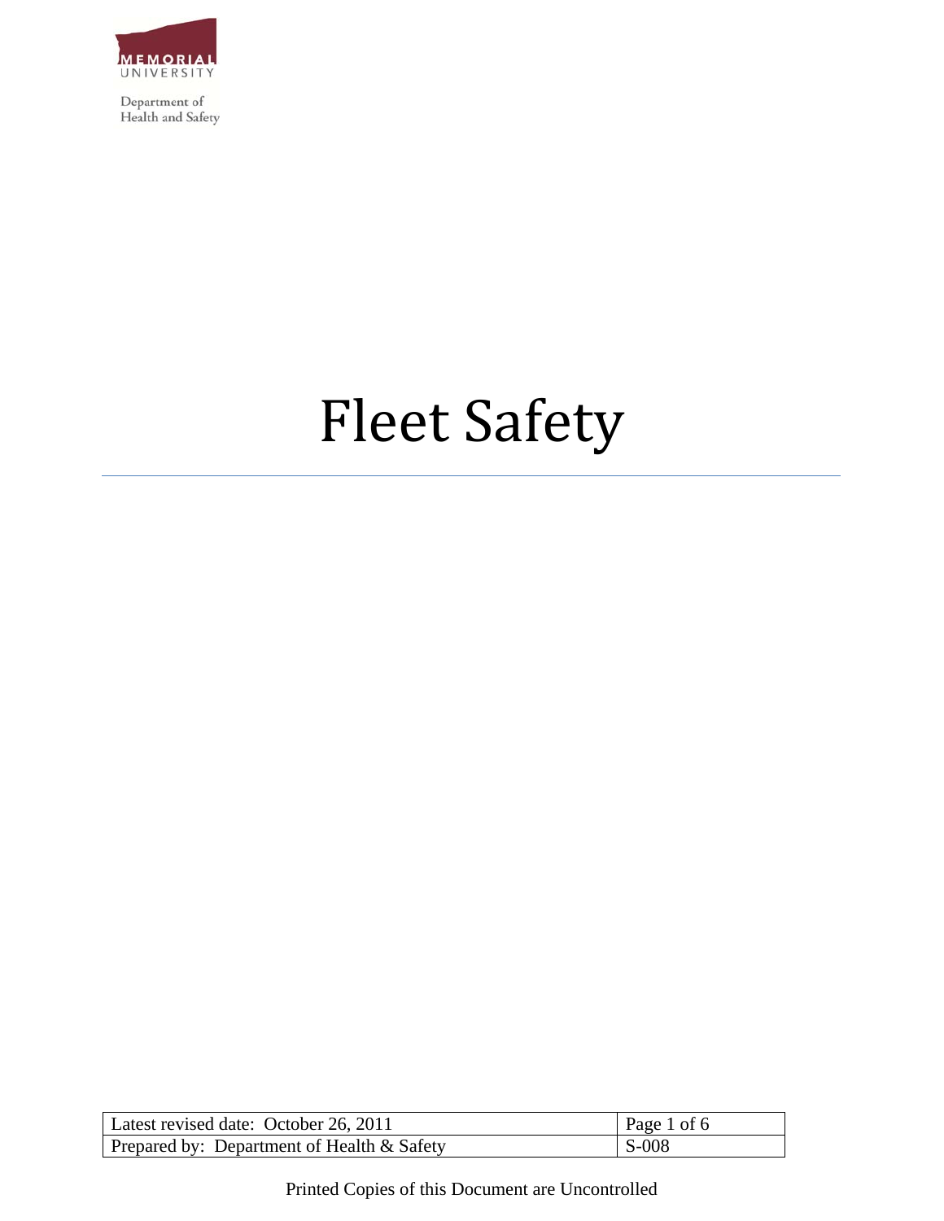MEMORIAL UNIVERSITY

Department of Health and Safety

# Fleet Safety

| | |
|---|---|
| Latest revised date: October 26, 2011 | Page 1 of 6 |
| Prepared by: Department of Health & Safety | S-008 |

Printed Copies of this Document are Uncontrolled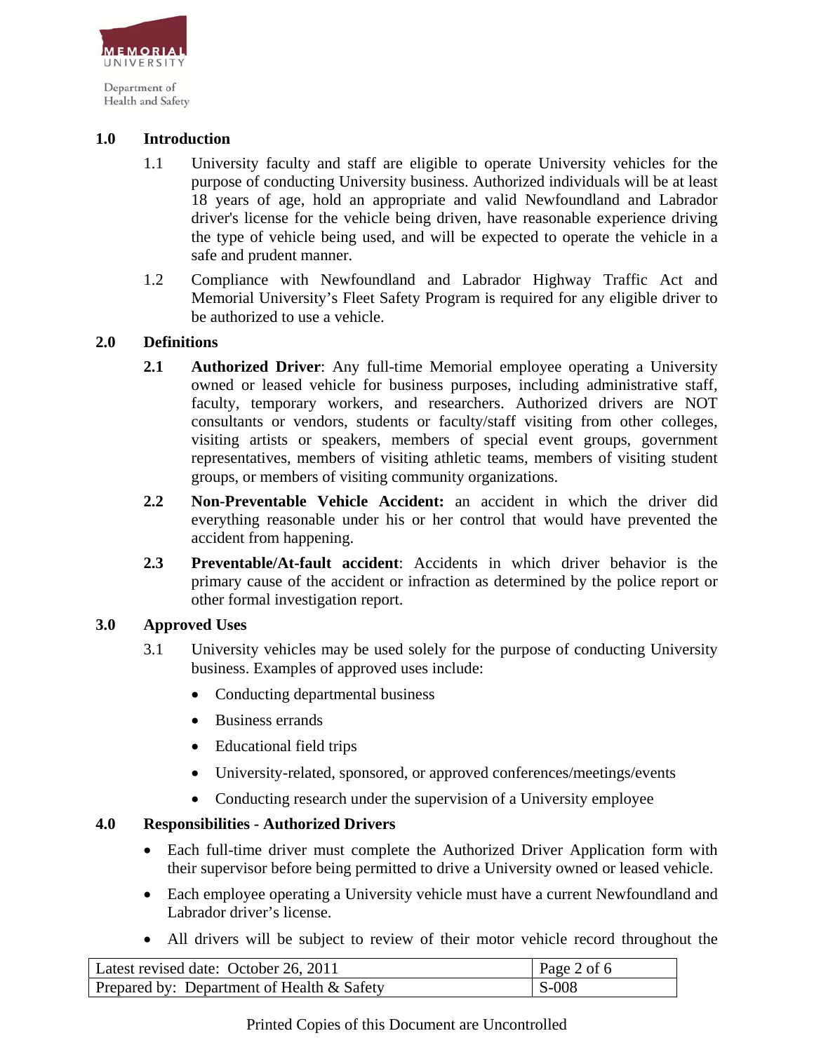## 1.0 Introduction

1.1 University faculty and staff are eligible to operate University vehicles for the purpose of conducting University business. Authorized individuals will be at least 18 years of age, hold an appropriate and valid Newfoundland and Labrador driver's license for the vehicle being driven, have reasonable experience driving the type of vehicle being used, and will be expected to operate the vehicle in a safe and prudent manner.

1.2 Compliance with Newfoundland and Labrador Highway Traffic Act and Memorial University's Fleet Safety Program is required for any eligible driver to be authorized to use a vehicle.

## 2.0 Definitions

**2.1 Authorized Driver**: Any full-time Memorial employee operating a University owned or leased vehicle for business purposes, including administrative staff, faculty, temporary workers, and researchers. Authorized drivers are NOT consultants or vendors, students or faculty/staff visiting from other colleges, visiting artists or speakers, members of special event groups, government representatives, members of visiting athletic teams, members of visiting student groups, or members of visiting community organizations.

**2.2 Non-Preventable Vehicle Accident:** an accident in which the driver did everything reasonable under his or her control that would have prevented the accident from happening.

**2.3 Preventable/At-fault accident**: Accidents in which driver behavior is the primary cause of the accident or infraction as determined by the police report or other formal investigation report.

## 3.0 Approved Uses

3.1 University vehicles may be used solely for the purpose of conducting University business. Examples of approved uses include:

- Conducting departmental business
- Business errands
- Educational field trips
- University-related, sponsored, or approved conferences/meetings/events
- Conducting research under the supervision of a University employee

## 4.0 Responsibilities - Authorized Drivers

- Each full-time driver must complete the Authorized Driver Application form with their supervisor before being permitted to drive a University owned or leased vehicle.
- Each employee operating a University vehicle must have a current Newfoundland and Labrador driver's license.
- All drivers will be subject to review of their motor vehicle record throughout the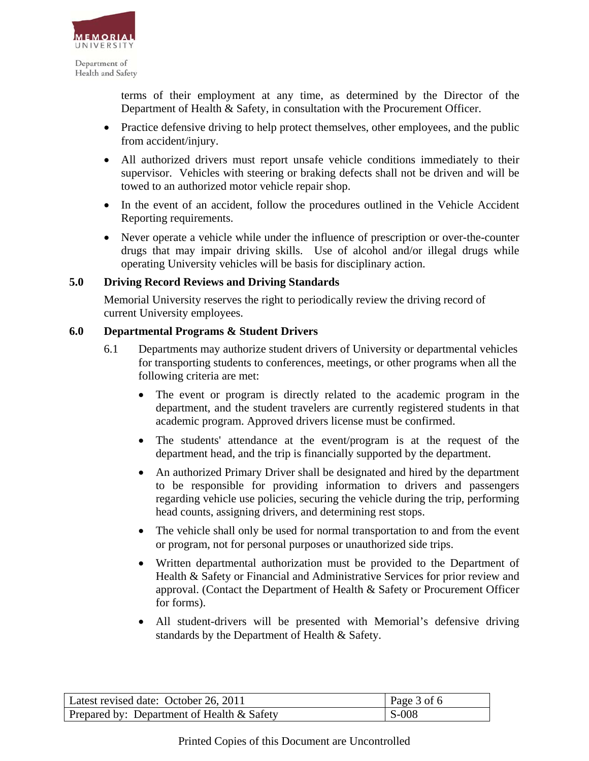terms of their employment at any time, as determined by the Director of the Department of Health & Safety, in consultation with the Procurement Officer.

- Practice defensive driving to help protect themselves, other employees, and the public from accident/injury.
- All authorized drivers must report unsafe vehicle conditions immediately to their supervisor. Vehicles with steering or braking defects shall not be driven and will be towed to an authorized motor vehicle repair shop.
- In the event of an accident, follow the procedures outlined in the Vehicle Accident Reporting requirements.
- Never operate a vehicle while under the influence of prescription or over-the-counter drugs that may impair driving skills. Use of alcohol and/or illegal drugs while operating University vehicles will be basis for disciplinary action.

## 5.0 Driving Record Reviews and Driving Standards

Memorial University reserves the right to periodically review the driving record of current University employees.

## 6.0 Departmental Programs & Student Drivers

6.1 Departments may authorize student drivers of University or departmental vehicles for transporting students to conferences, meetings, or other programs when all the following criteria are met:

- The event or program is directly related to the academic program in the department, and the student travelers are currently registered students in that academic program. Approved drivers license must be confirmed.
- The students' attendance at the event/program is at the request of the department head, and the trip is financially supported by the department.
- An authorized Primary Driver shall be designated and hired by the department to be responsible for providing information to drivers and passengers regarding vehicle use policies, securing the vehicle during the trip, performing head counts, assigning drivers, and determining rest stops.
- The vehicle shall only be used for normal transportation to and from the event or program, not for personal purposes or unauthorized side trips.
- Written departmental authorization must be provided to the Department of Health & Safety or Financial and Administrative Services for prior review and approval. (Contact the Department of Health & Safety or Procurement Officer for forms).
- All student-drivers will be presented with Memorial's defensive driving standards by the Department of Health & Safety.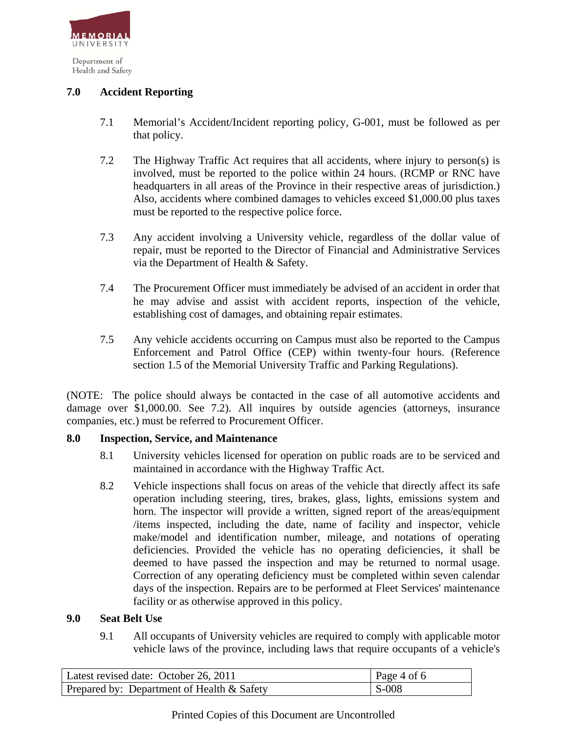## 7.0 Accident Reporting

7.1 Memorial's Accident/Incident reporting policy, G-001, must be followed as per that policy.

7.2 The Highway Traffic Act requires that all accidents, where injury to person(s) is involved, must be reported to the police within 24 hours. (RCMP or RNC have headquarters in all areas of the Province in their respective areas of jurisdiction.) Also, accidents where combined damages to vehicles exceed $1,000.00 plus taxes must be reported to the respective police force.

7.3 Any accident involving a University vehicle, regardless of the dollar value of repair, must be reported to the Director of Financial and Administrative Services via the Department of Health & Safety.

7.4 The Procurement Officer must immediately be advised of an accident in order that he may advise and assist with accident reports, inspection of the vehicle, establishing cost of damages, and obtaining repair estimates.

7.5 Any vehicle accidents occurring on Campus must also be reported to the Campus Enforcement and Patrol Office (CEP) within twenty-four hours. (Reference section 1.5 of the Memorial University Traffic and Parking Regulations).

(NOTE: The police should always be contacted in the case of all automotive accidents and damage over $1,000.00. See 7.2). All inquires by outside agencies (attorneys, insurance companies, etc.) must be referred to Procurement Officer.

## 8.0 Inspection, Service, and Maintenance

8.1 University vehicles licensed for operation on public roads are to be serviced and maintained in accordance with the Highway Traffic Act.

8.2 Vehicle inspections shall focus on areas of the vehicle that directly affect its safe operation including steering, tires, brakes, glass, lights, emissions system and horn. The inspector will provide a written, signed report of the areas/equipment /items inspected, including the date, name of facility and inspector, vehicle make/model and identification number, mileage, and notations of operating deficiencies. Provided the vehicle has no operating deficiencies, it shall be deemed to have passed the inspection and may be returned to normal usage. Correction of any operating deficiency must be completed within seven calendar days of the inspection. Repairs are to be performed at Fleet Services' maintenance facility or as otherwise approved in this policy.

## 9.0 Seat Belt Use

9.1 All occupants of University vehicles are required to comply with applicable motor vehicle laws of the province, including laws that require occupants of a vehicle's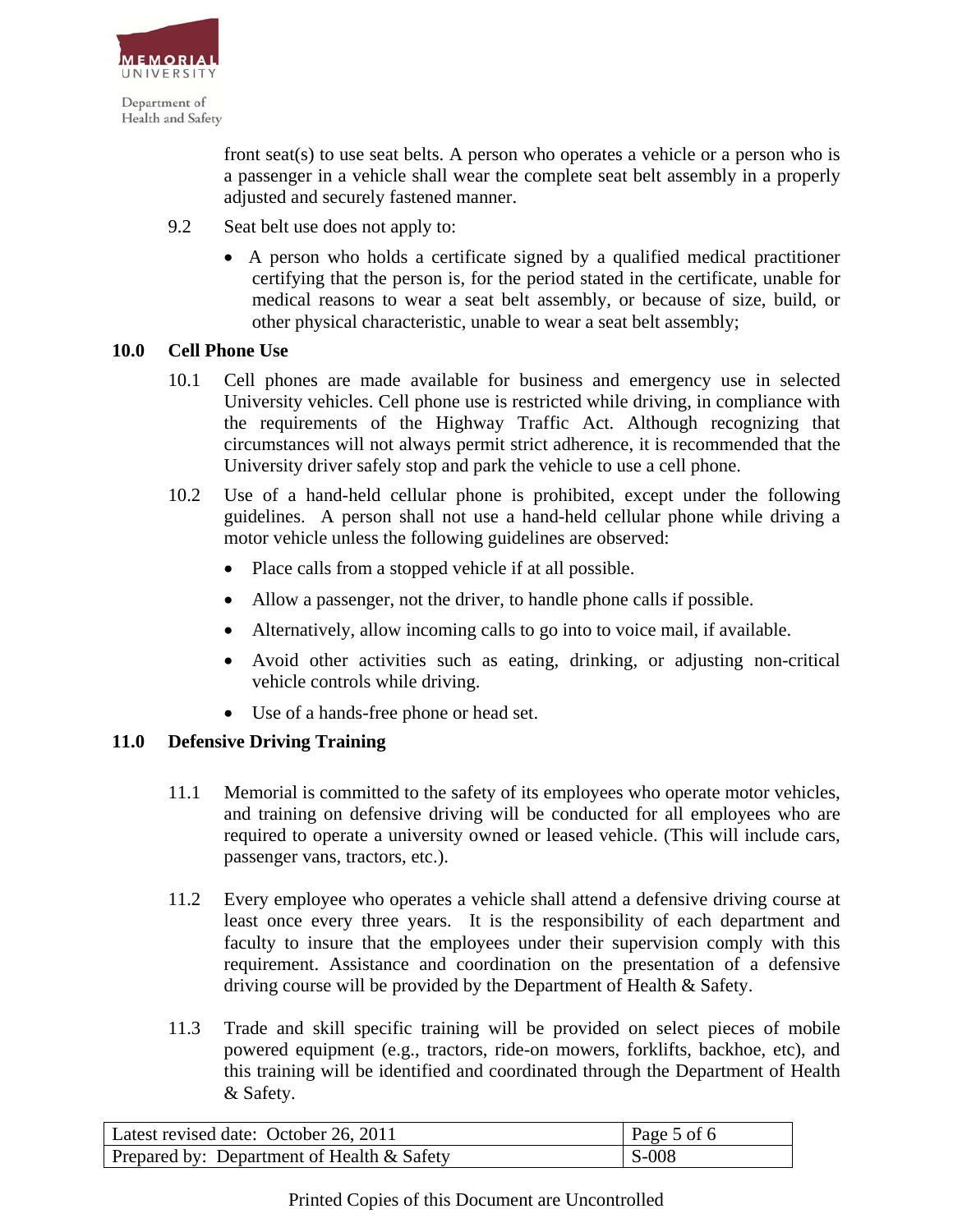front seat(s) to use seat belts. A person who operates a vehicle or a person who is a passenger in a vehicle shall wear the complete seat belt assembly in a properly adjusted and securely fastened manner.

9.2 Seat belt use does not apply to:

- A person who holds a certificate signed by a qualified medical practitioner certifying that the person is, for the period stated in the certificate, unable for medical reasons to wear a seat belt assembly, or because of size, build, or other physical characteristic, unable to wear a seat belt assembly;

## 10.0 Cell Phone Use

10.1 Cell phones are made available for business and emergency use in selected University vehicles. Cell phone use is restricted while driving, in compliance with the requirements of the Highway Traffic Act. Although recognizing that circumstances will not always permit strict adherence, it is recommended that the University driver safely stop and park the vehicle to use a cell phone.

10.2 Use of a hand-held cellular phone is prohibited, except under the following guidelines. A person shall not use a hand-held cellular phone while driving a motor vehicle unless the following guidelines are observed:

- Place calls from a stopped vehicle if at all possible.
- Allow a passenger, not the driver, to handle phone calls if possible.
- Alternatively, allow incoming calls to go into to voice mail, if available.
- Avoid other activities such as eating, drinking, or adjusting non-critical vehicle controls while driving.
- Use of a hands-free phone or head set.

## 11.0 Defensive Driving Training

11.1 Memorial is committed to the safety of its employees who operate motor vehicles, and training on defensive driving will be conducted for all employees who are required to operate a university owned or leased vehicle. (This will include cars, passenger vans, tractors, etc.).

11.2 Every employee who operates a vehicle shall attend a defensive driving course at least once every three years. It is the responsibility of each department and faculty to insure that the employees under their supervision comply with this requirement. Assistance and coordination on the presentation of a defensive driving course will be provided by the Department of Health & Safety.

11.3 Trade and skill specific training will be provided on select pieces of mobile powered equipment (e.g., tractors, ride-on mowers, forklifts, backhoe, etc), and this training will be identified and coordinated through the Department of Health & Safety.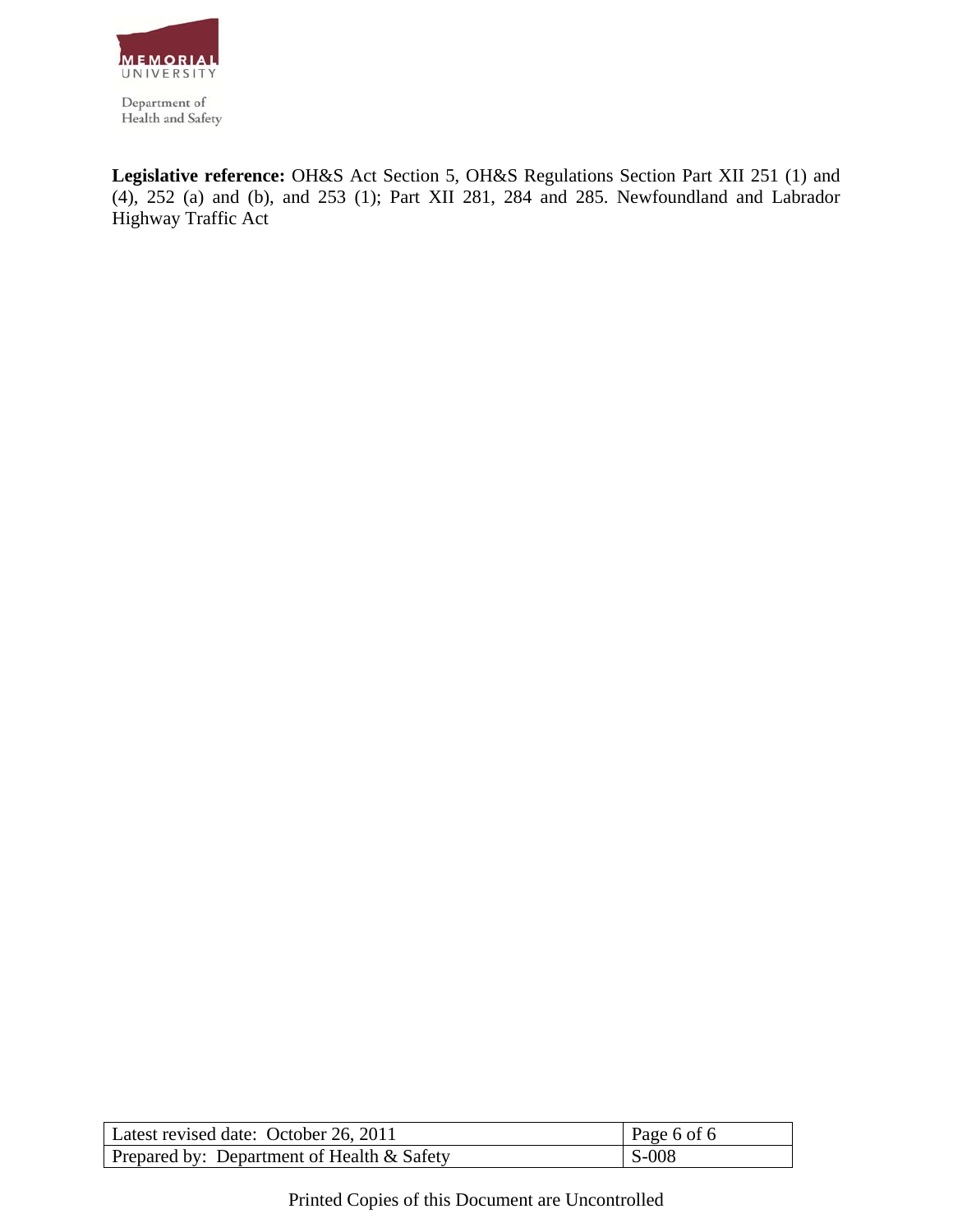**Legislative reference:** OH&S Act Section 5, OH&S Regulations Section Part XII 251 (1) and (4), 252 (a) and (b), and 253 (1); Part XII 281, 284 and 285. Newfoundland and Labrador Highway Traffic Act